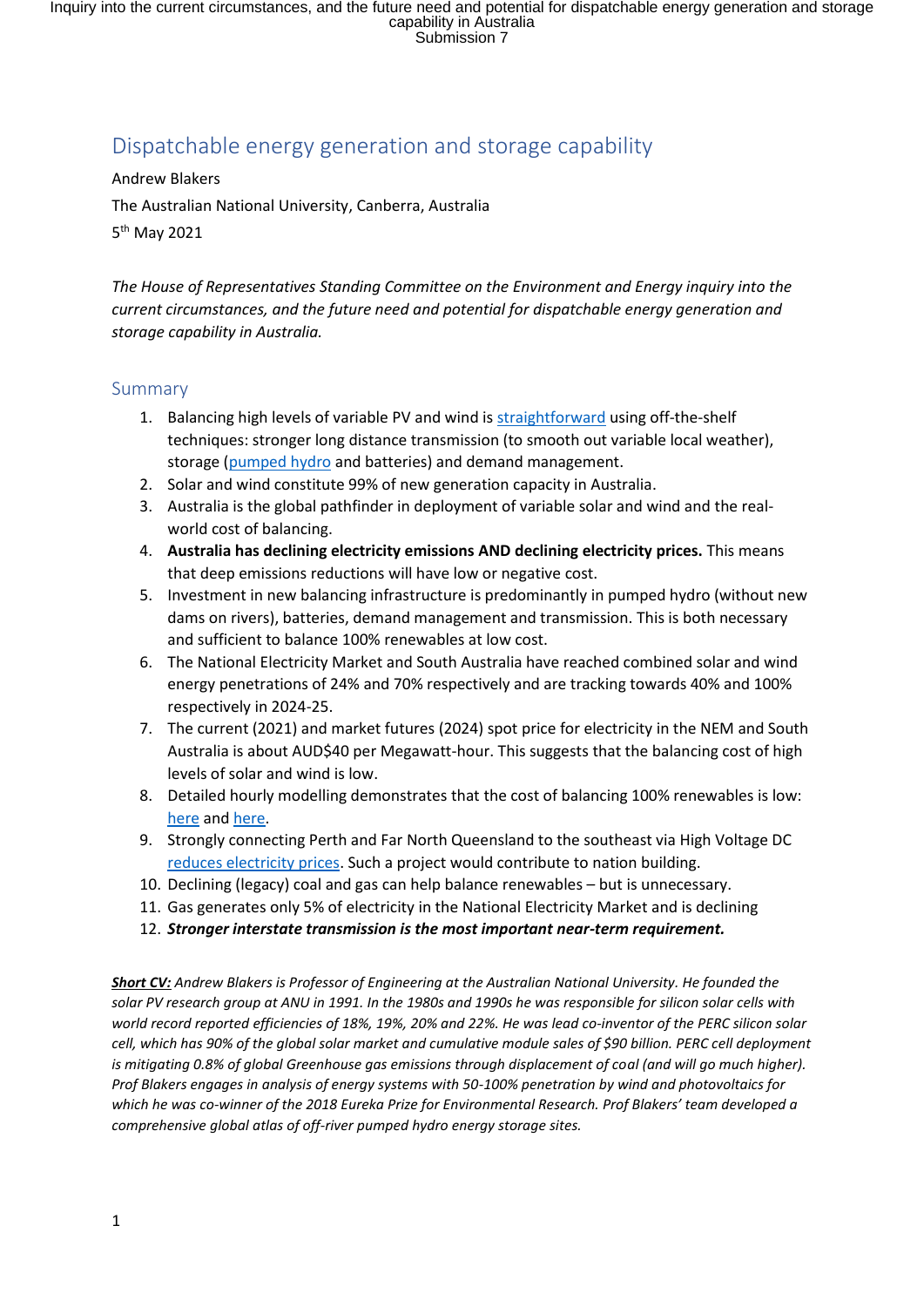# Dispatchable energy generation and storage capability

Andrew Blakers

The Australian National University, Canberra, Australia

5th May 2021

*The House of Representatives Standing Committee on the Environment and Energy inquiry into the current circumstances, and the future need and potential for dispatchable energy generation and storage capability in Australia.*

## Summary

1. Balancing high levels of variable PV and wind is straightforward using off-the-shelf techniques: stronger long distance transmission (to smooth out variable local weather), storage (pumped hydro and batteries) and demand management.
2. Solar and wind constitute 99% of new generation capacity in Australia.
3. Australia is the global pathfinder in deployment of variable solar and wind and the real-world cost of balancing.
4. **Australia has declining electricity emissions AND declining electricity prices.** This means that deep emissions reductions will have low or negative cost.
5. Investment in new balancing infrastructure is predominantly in pumped hydro (without new dams on rivers), batteries, demand management and transmission. This is both necessary and sufficient to balance 100% renewables at low cost.
6. The National Electricity Market and South Australia have reached combined solar and wind energy penetrations of 24% and 70% respectively and are tracking towards 40% and 100% respectively in 2024-25.
7. The current (2021) and market futures (2024) spot price for electricity in the NEM and South Australia is about AUD$40 per Megawatt-hour. This suggests that the balancing cost of high levels of solar and wind is low.
8. Detailed hourly modelling demonstrates that the cost of balancing 100% renewables is low: here and here.
9. Strongly connecting Perth and Far North Queensland to the southeast via High Voltage DC reduces electricity prices. Such a project would contribute to nation building.
10. Declining (legacy) coal and gas can help balance renewables – but is unnecessary.
11. Gas generates only 5% of electricity in the National Electricity Market and is declining
12. ***Stronger interstate transmission is the most important near-term requirement.***

***Short CV:*** *Andrew Blakers is Professor of Engineering at the Australian National University. He founded the solar PV research group at ANU in 1991. In the 1980s and 1990s he was responsible for silicon solar cells with world record reported efficiencies of 18%, 19%, 20% and 22%. He was lead co-inventor of the PERC silicon solar cell, which has 90% of the global solar market and cumulative module sales of $90 billion. PERC cell deployment is mitigating 0.8% of global Greenhouse gas emissions through displacement of coal (and will go much higher). Prof Blakers engages in analysis of energy systems with 50-100% penetration by wind and photovoltaics for which he was co-winner of the 2018 Eureka Prize for Environmental Research. Prof Blakers' team developed a comprehensive global atlas of off-river pumped hydro energy storage sites.*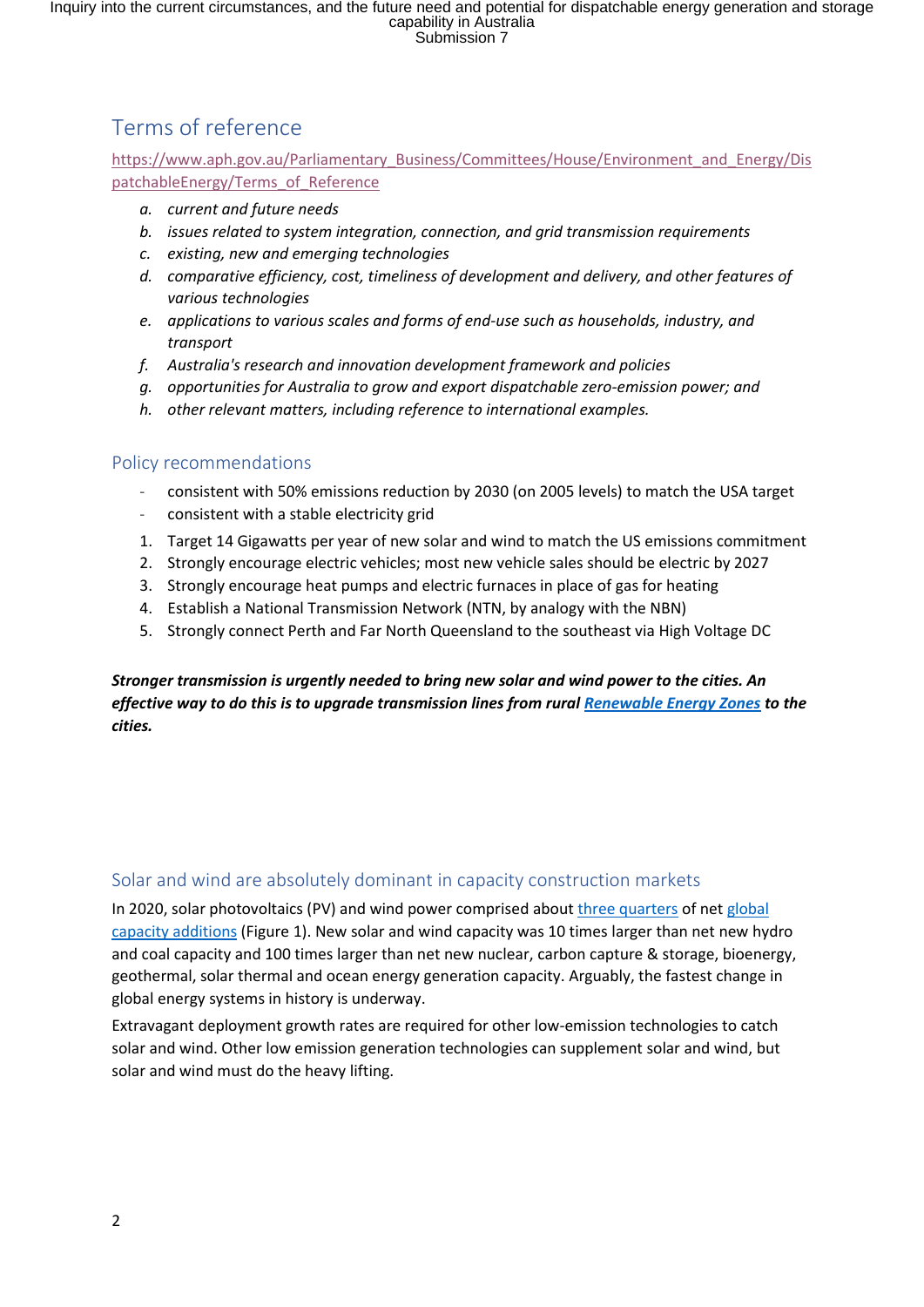## Terms of reference

https://www.aph.gov.au/Parliamentary_Business/Committees/House/Environment_and_Energy/DispatchableEnergy/Terms_of_Reference

*a. current and future needs*
*b. issues related to system integration, connection, and grid transmission requirements*
*c. existing, new and emerging technologies*
*d. comparative efficiency, cost, timeliness of development and delivery, and other features of various technologies*
*e. applications to various scales and forms of end-use such as households, industry, and transport*
*f. Australia's research and innovation development framework and policies*
*g. opportunities for Australia to grow and export dispatchable zero-emission power; and*
*h. other relevant matters, including reference to international examples.*

## Policy recommendations

- consistent with 50% emissions reduction by 2030 (on 2005 levels) to match the USA target
- consistent with a stable electricity grid

1. Target 14 Gigawatts per year of new solar and wind to match the US emissions commitment
2. Strongly encourage electric vehicles; most new vehicle sales should be electric by 2027
3. Strongly encourage heat pumps and electric furnaces in place of gas for heating
4. Establish a National Transmission Network (NTN, by analogy with the NBN)
5. Strongly connect Perth and Far North Queensland to the southeast via High Voltage DC

***Stronger transmission is urgently needed to bring new solar and wind power to the cities. An effective way to do this is to upgrade transmission lines from rural Renewable Energy Zones to the cities.***

## Solar and wind are absolutely dominant in capacity construction markets

In 2020, solar photovoltaics (PV) and wind power comprised about three quarters of net global capacity additions (Figure 1). New solar and wind capacity was 10 times larger than net new hydro and coal capacity and 100 times larger than net new nuclear, carbon capture & storage, bioenergy, geothermal, solar thermal and ocean energy generation capacity. Arguably, the fastest change in global energy systems in history is underway.

Extravagant deployment growth rates are required for other low-emission technologies to catch solar and wind. Other low emission generation technologies can supplement solar and wind, but solar and wind must do the heavy lifting.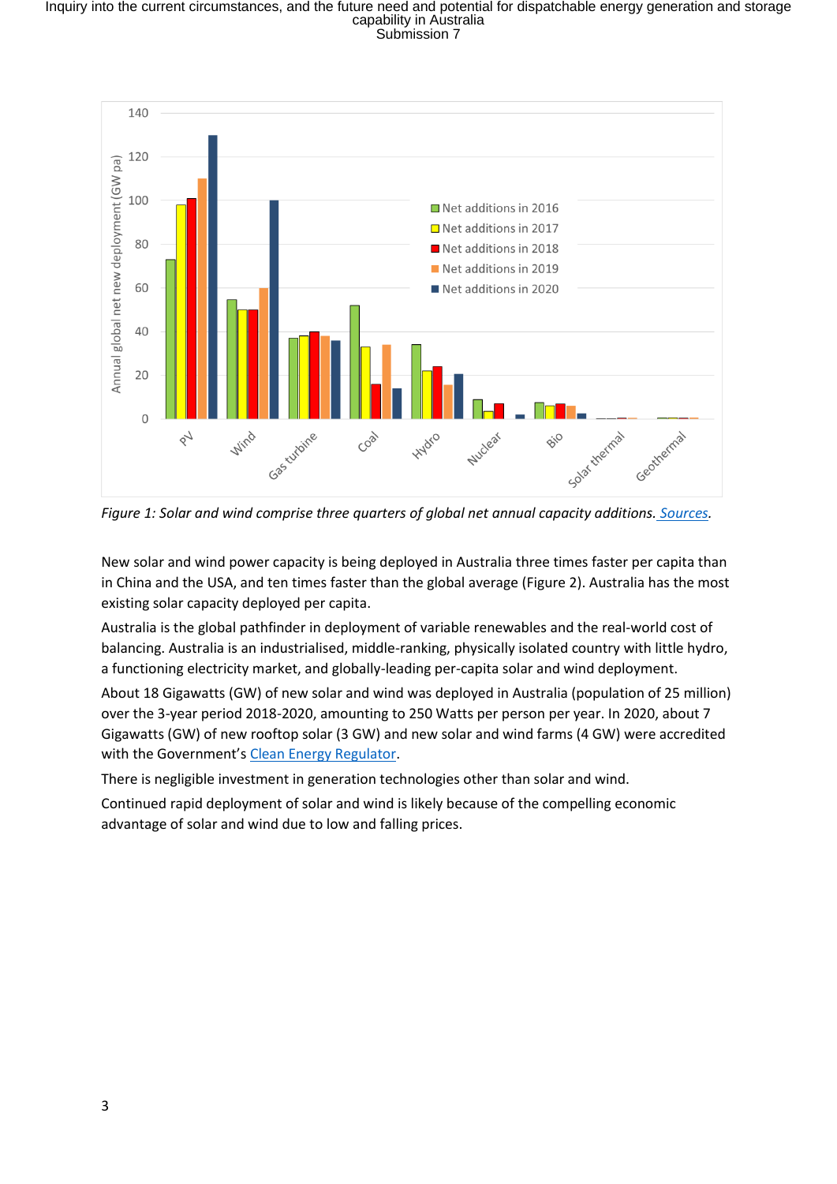*Figure 1: Solar and wind comprise three quarters of global net annual capacity additions. [Sources](#).*

New solar and wind power capacity is being deployed in Australia three times faster per capita than in China and the USA, and ten times faster than the global average (Figure 2). Australia has the most existing solar capacity deployed per capita.

Australia is the global pathfinder in deployment of variable renewables and the real-world cost of balancing. Australia is an industrialised, middle-ranking, physically isolated country with little hydro, a functioning electricity market, and globally-leading per-capita solar and wind deployment.

About 18 Gigawatts (GW) of new solar and wind was deployed in Australia (population of 25 million) over the 3-year period 2018-2020, amounting to 250 Watts per person per year. In 2020, about 7 Gigawatts (GW) of new rooftop solar (3 GW) and new solar and wind farms (4 GW) were accredited with the Government's [Clean Energy Regulator](#).

There is negligible investment in generation technologies other than solar and wind.

Continued rapid deployment of solar and wind is likely because of the compelling economic advantage of solar and wind due to low and falling prices.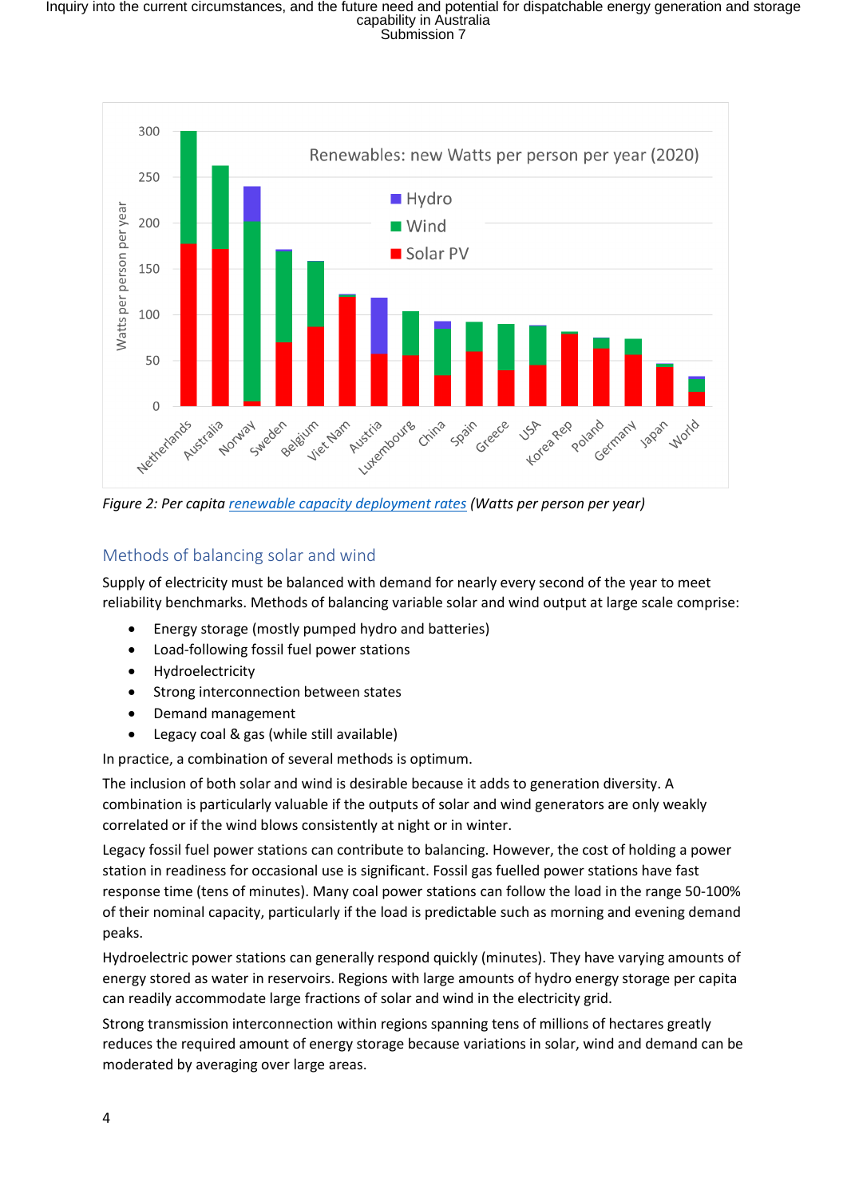Figure 2: Per capita renewable capacity deployment rates (Watts per person per year)

## Methods of balancing solar and wind

Supply of electricity must be balanced with demand for nearly every second of the year to meet reliability benchmarks. Methods of balancing variable solar and wind output at large scale comprise:

- Energy storage (mostly pumped hydro and batteries)
- Load-following fossil fuel power stations
- Hydroelectricity
- Strong interconnection between states
- Demand management
- Legacy coal & gas (while still available)

In practice, a combination of several methods is optimum.

The inclusion of both solar and wind is desirable because it adds to generation diversity. A combination is particularly valuable if the outputs of solar and wind generators are only weakly correlated or if the wind blows consistently at night or in winter.

Legacy fossil fuel power stations can contribute to balancing. However, the cost of holding a power station in readiness for occasional use is significant. Fossil gas fuelled power stations have fast response time (tens of minutes). Many coal power stations can follow the load in the range 50-100% of their nominal capacity, particularly if the load is predictable such as morning and evening demand peaks.

Hydroelectric power stations can generally respond quickly (minutes). They have varying amounts of energy stored as water in reservoirs. Regions with large amounts of hydro energy storage per capita can readily accommodate large fractions of solar and wind in the electricity grid.

Strong transmission interconnection within regions spanning tens of millions of hectares greatly reduces the required amount of energy storage because variations in solar, wind and demand can be moderated by averaging over large areas.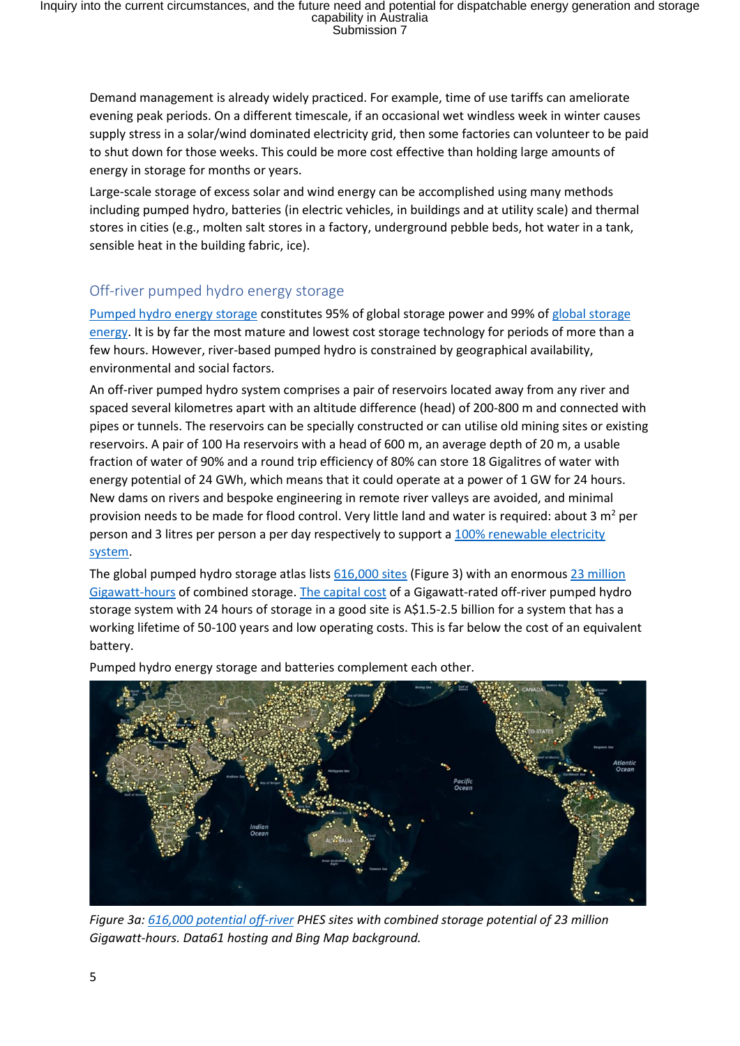Demand management is already widely practiced. For example, time of use tariffs can ameliorate evening peak periods. On a different timescale, if an occasional wet windless week in winter causes supply stress in a solar/wind dominated electricity grid, then some factories can volunteer to be paid to shut down for those weeks. This could be more cost effective than holding large amounts of energy in storage for months or years.

Large-scale storage of excess solar and wind energy can be accomplished using many methods including pumped hydro, batteries (in electric vehicles, in buildings and at utility scale) and thermal stores in cities (e.g., molten salt stores in a factory, underground pebble beds, hot water in a tank, sensible heat in the building fabric, ice).

## Off-river pumped hydro energy storage

Pumped hydro energy storage constitutes 95% of global storage power and 99% of global storage energy. It is by far the most mature and lowest cost storage technology for periods of more than a few hours. However, river-based pumped hydro is constrained by geographical availability, environmental and social factors.

An off-river pumped hydro system comprises a pair of reservoirs located away from any river and spaced several kilometres apart with an altitude difference (head) of 200-800 m and connected with pipes or tunnels. The reservoirs can be specially constructed or can utilise old mining sites or existing reservoirs. A pair of 100 Ha reservoirs with a head of 600 m, an average depth of 20 m, a usable fraction of water of 90% and a round trip efficiency of 80% can store 18 Gigalitres of water with energy potential of 24 GWh, which means that it could operate at a power of 1 GW for 24 hours. New dams on rivers and bespoke engineering in remote river valleys are avoided, and minimal provision needs to be made for flood control. Very little land and water is required: about 3 $m^2$ per person and 3 litres per person a per day respectively to support a 100% renewable electricity system.

The global pumped hydro storage atlas lists 616,000 sites (Figure 3) with an enormous 23 million Gigawatt-hours of combined storage. The capital cost of a Gigawatt-rated off-river pumped hydro storage system with 24 hours of storage in a good site is A$1.5-2.5 billion for a system that has a working lifetime of 50-100 years and low operating costs. This is far below the cost of an equivalent battery.

Pumped hydro energy storage and batteries complement each other.

*Figure 3a: 616,000 potential off-river PHES sites with combined storage potential of 23 million Gigawatt-hours. Data61 hosting and Bing Map background.*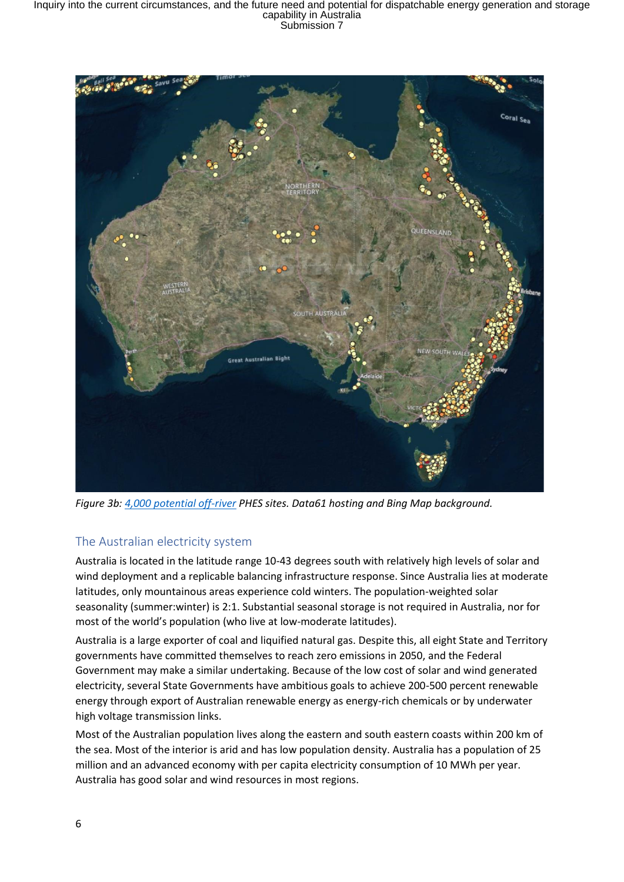*Figure 3b: [4,000 potential off-river](#) PHES sites. Data61 hosting and Bing Map background.*

## The Australian electricity system

Australia is located in the latitude range 10-43 degrees south with relatively high levels of solar and wind deployment and a replicable balancing infrastructure response. Since Australia lies at moderate latitudes, only mountainous areas experience cold winters. The population-weighted solar seasonality (summer:winter) is 2:1. Substantial seasonal storage is not required in Australia, nor for most of the world's population (who live at low-moderate latitudes).

Australia is a large exporter of coal and liquified natural gas. Despite this, all eight State and Territory governments have committed themselves to reach zero emissions in 2050, and the Federal Government may make a similar undertaking. Because of the low cost of solar and wind generated electricity, several State Governments have ambitious goals to achieve 200-500 percent renewable energy through export of Australian renewable energy as energy-rich chemicals or by underwater high voltage transmission links.

Most of the Australian population lives along the eastern and south eastern coasts within 200 km of the sea. Most of the interior is arid and has low population density. Australia has a population of 25 million and an advanced economy with per capita electricity consumption of 10 MWh per year. Australia has good solar and wind resources in most regions.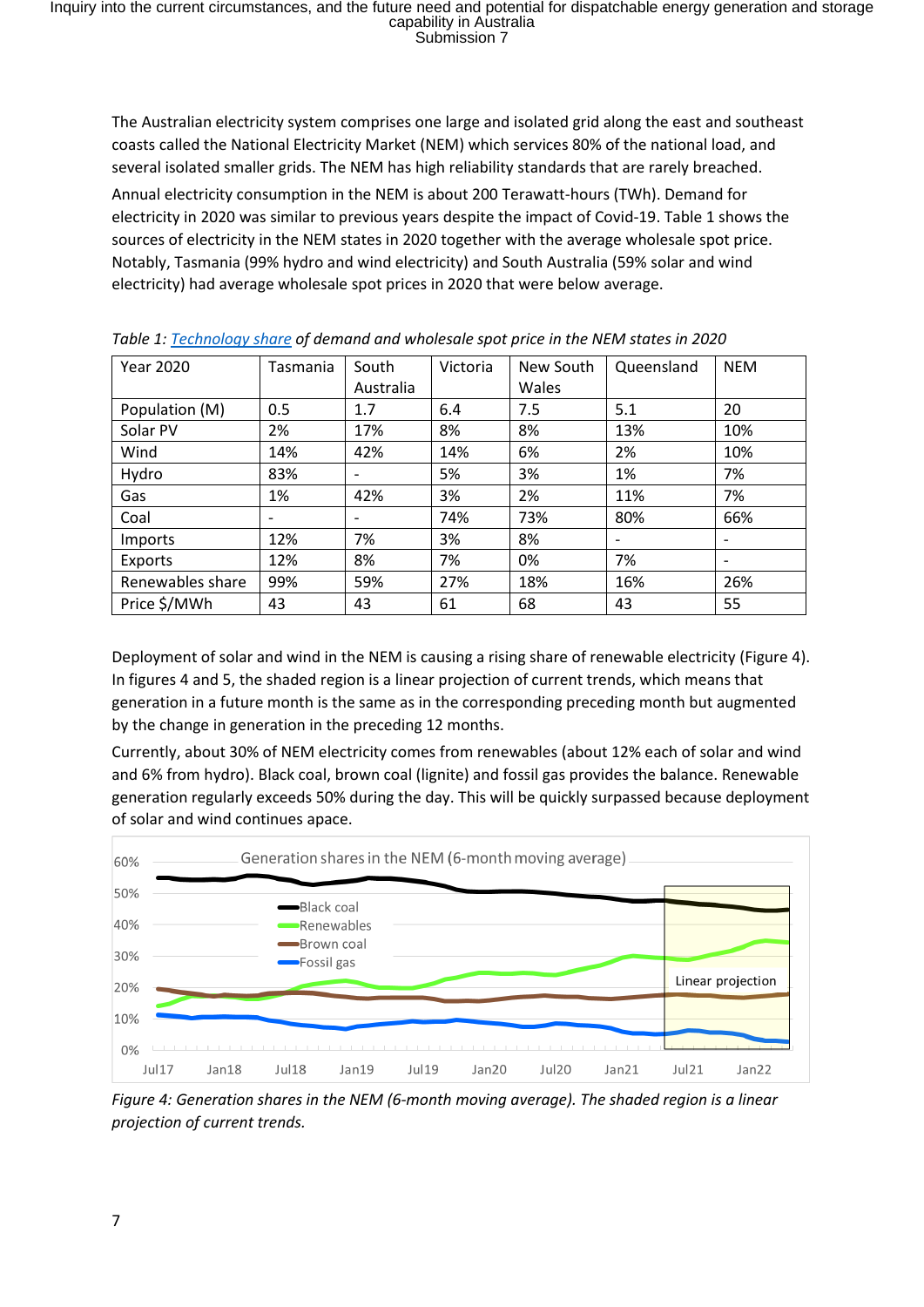The Australian electricity system comprises one large and isolated grid along the east and southeast coasts called the National Electricity Market (NEM) which services 80% of the national load, and several isolated smaller grids. The NEM has high reliability standards that are rarely breached.

Annual electricity consumption in the NEM is about 200 Terawatt-hours (TWh). Demand for electricity in 2020 was similar to previous years despite the impact of Covid-19. Table 1 shows the sources of electricity in the NEM states in 2020 together with the average wholesale spot price. Notably, Tasmania (99% hydro and wind electricity) and South Australia (59% solar and wind electricity) had average wholesale spot prices in 2020 that were below average.

*Table 1: Technology share of demand and wholesale spot price in the NEM states in 2020*

| Year 2020 | Tasmania | South Australia | Victoria | New South Wales | Queensland | NEM |
|---|---|---|---|---|---|---|
| Population (M) | 0.5 | 1.7 | 6.4 | 7.5 | 5.1 | 20 |
| Solar PV | 2% | 17% | 8% | 8% | 13% | 10% |
| Wind | 14% | 42% | 14% | 6% | 2% | 10% |
| Hydro | 83% | - | 5% | 3% | 1% | 7% |
| Gas | 1% | 42% | 3% | 2% | 11% | 7% |
| Coal | - | - | 74% | 73% | 80% | 66% |
| Imports | 12% | 7% | 3% | 8% | - | - |
| Exports | 12% | 8% | 7% | 0% | 7% | - |
| Renewables share | 99% | 59% | 27% | 18% | 16% | 26% |
| Price $/MWh | 43 | 43 | 61 | 68 | 43 | 55 |

Deployment of solar and wind in the NEM is causing a rising share of renewable electricity (Figure 4). In figures 4 and 5, the shaded region is a linear projection of current trends, which means that generation in a future month is the same as in the corresponding preceding month but augmented by the change in generation in the preceding 12 months.

Currently, about 30% of NEM electricity comes from renewables (about 12% each of solar and wind and 6% from hydro). Black coal, brown coal (lignite) and fossil gas provides the balance. Renewable generation regularly exceeds 50% during the day. This will be quickly surpassed because deployment of solar and wind continues apace.

*Figure 4: Generation shares in the NEM (6-month moving average). The shaded region is a linear projection of current trends.*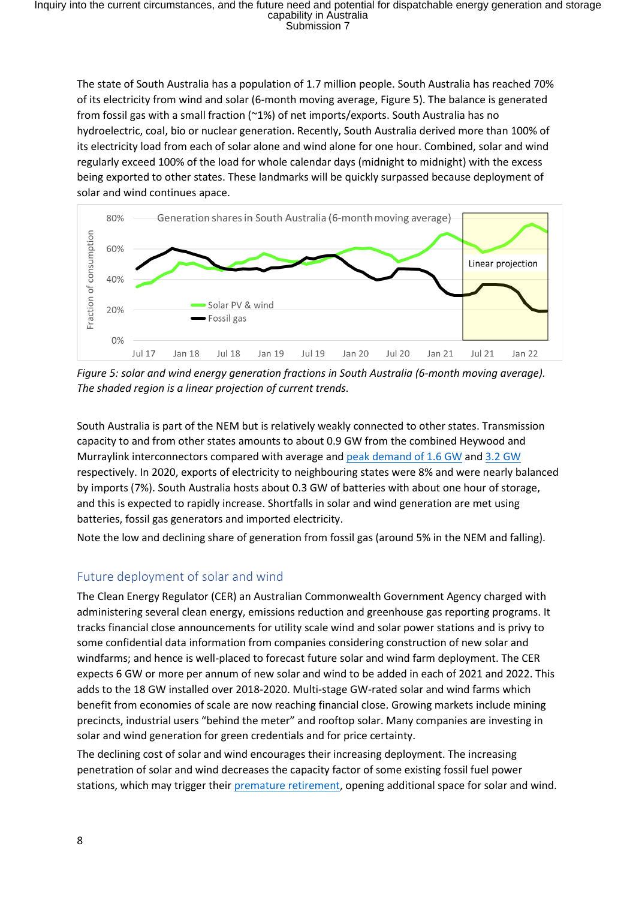The state of South Australia has a population of 1.7 million people. South Australia has reached 70% of its electricity from wind and solar (6-month moving average, Figure 5). The balance is generated from fossil gas with a small fraction (~1%) of net imports/exports. South Australia has no hydroelectric, coal, bio or nuclear generation. Recently, South Australia derived more than 100% of its electricity load from each of solar alone and wind alone for one hour. Combined, solar and wind regularly exceed 100% of the load for whole calendar days (midnight to midnight) with the excess being exported to other states. These landmarks will be quickly surpassed because deployment of solar and wind continues apace.

*Figure 5: solar and wind energy generation fractions in South Australia (6-month moving average). The shaded region is a linear projection of current trends.*

South Australia is part of the NEM but is relatively weakly connected to other states. Transmission capacity to and from other states amounts to about 0.9 GW from the combined Heywood and Murraylink interconnectors compared with average and peak demand of 1.6 GW and 3.2 GW respectively. In 2020, exports of electricity to neighbouring states were 8% and were nearly balanced by imports (7%). South Australia hosts about 0.3 GW of batteries with about one hour of storage, and this is expected to rapidly increase. Shortfalls in solar and wind generation are met using batteries, fossil gas generators and imported electricity.

Note the low and declining share of generation from fossil gas (around 5% in the NEM and falling).

## Future deployment of solar and wind

The Clean Energy Regulator (CER) an Australian Commonwealth Government Agency charged with administering several clean energy, emissions reduction and greenhouse gas reporting programs. It tracks financial close announcements for utility scale wind and solar power stations and is privy to some confidential data information from companies considering construction of new solar and windfarms; and hence is well-placed to forecast future solar and wind farm deployment. The CER expects 6 GW or more per annum of new solar and wind to be added in each of 2021 and 2022. This adds to the 18 GW installed over 2018-2020. Multi-stage GW-rated solar and wind farms which benefit from economies of scale are now reaching financial close. Growing markets include mining precincts, industrial users "behind the meter" and rooftop solar. Many companies are investing in solar and wind generation for green credentials and for price certainty.

The declining cost of solar and wind encourages their increasing deployment. The increasing penetration of solar and wind decreases the capacity factor of some existing fossil fuel power stations, which may trigger their premature retirement, opening additional space for solar and wind.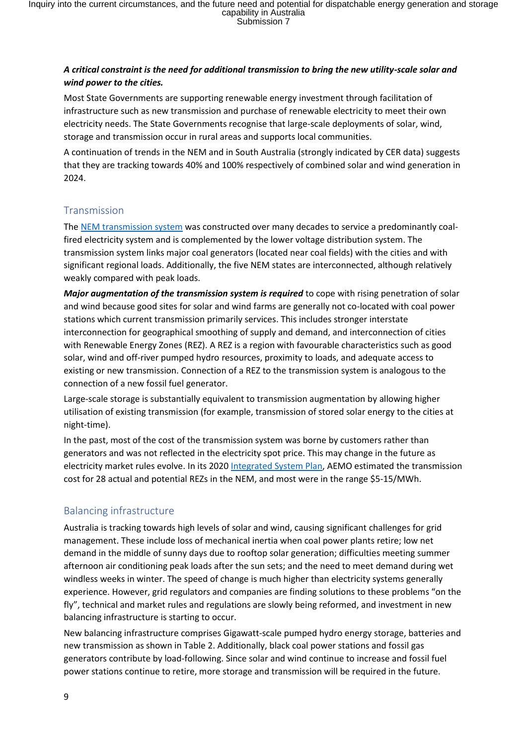***A critical constraint is the need for additional transmission to bring the new utility-scale solar and wind power to the cities.***

Most State Governments are supporting renewable energy investment through facilitation of infrastructure such as new transmission and purchase of renewable electricity to meet their own electricity needs. The State Governments recognise that large-scale deployments of solar, wind, storage and transmission occur in rural areas and supports local communities.

A continuation of trends in the NEM and in South Australia (strongly indicated by CER data) suggests that they are tracking towards 40% and 100% respectively of combined solar and wind generation in 2024.

## Transmission

The [NEM transmission system] was constructed over many decades to service a predominantly coal-fired electricity system and is complemented by the lower voltage distribution system. The transmission system links major coal generators (located near coal fields) with the cities and with significant regional loads. Additionally, the five NEM states are interconnected, although relatively weakly compared with peak loads.

***Major augmentation of the transmission system is required*** to cope with rising penetration of solar and wind because good sites for solar and wind farms are generally not co-located with coal power stations which current transmission primarily services. This includes stronger interstate interconnection for geographical smoothing of supply and demand, and interconnection of cities with Renewable Energy Zones (REZ). A REZ is a region with favourable characteristics such as good solar, wind and off-river pumped hydro resources, proximity to loads, and adequate access to existing or new transmission. Connection of a REZ to the transmission system is analogous to the connection of a new fossil fuel generator.

Large-scale storage is substantially equivalent to transmission augmentation by allowing higher utilisation of existing transmission (for example, transmission of stored solar energy to the cities at night-time).

In the past, most of the cost of the transmission system was borne by customers rather than generators and was not reflected in the electricity spot price. This may change in the future as electricity market rules evolve. In its 2020 [Integrated System Plan], AEMO estimated the transmission cost for 28 actual and potential REZs in the NEM, and most were in the range $5-15/MWh.

## Balancing infrastructure

Australia is tracking towards high levels of solar and wind, causing significant challenges for grid management. These include loss of mechanical inertia when coal power plants retire; low net demand in the middle of sunny days due to rooftop solar generation; difficulties meeting summer afternoon air conditioning peak loads after the sun sets; and the need to meet demand during wet windless weeks in winter. The speed of change is much higher than electricity systems generally experience. However, grid regulators and companies are finding solutions to these problems "on the fly", technical and market rules and regulations are slowly being reformed, and investment in new balancing infrastructure is starting to occur.

New balancing infrastructure comprises Gigawatt-scale pumped hydro energy storage, batteries and new transmission as shown in Table 2. Additionally, black coal power stations and fossil gas generators contribute by load-following. Since solar and wind continue to increase and fossil fuel power stations continue to retire, more storage and transmission will be required in the future.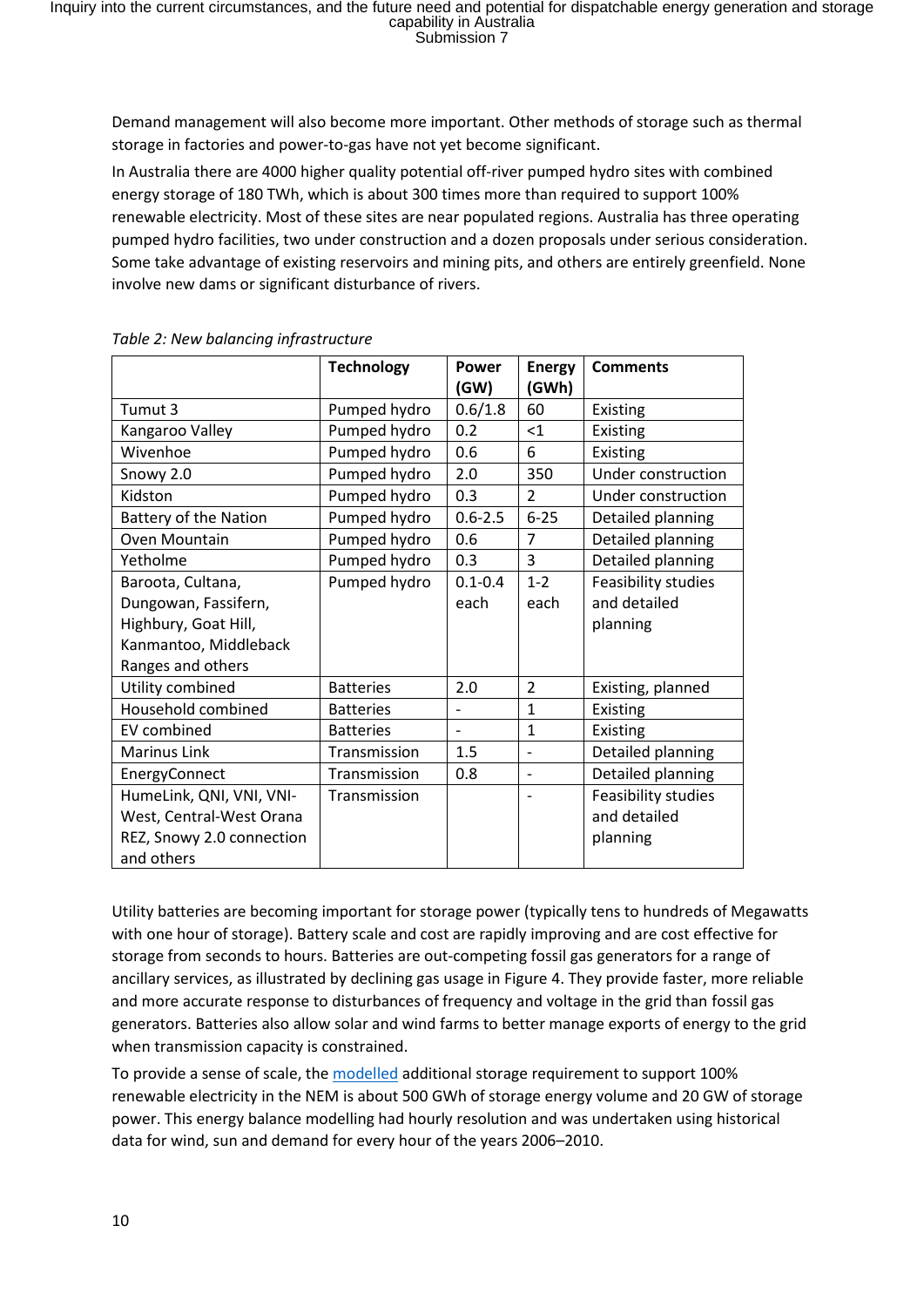Demand management will also become more important. Other methods of storage such as thermal storage in factories and power-to-gas have not yet become significant.

In Australia there are 4000 higher quality potential off-river pumped hydro sites with combined energy storage of 180 TWh, which is about 300 times more than required to support 100% renewable electricity. Most of these sites are near populated regions. Australia has three operating pumped hydro facilities, two under construction and a dozen proposals under serious consideration. Some take advantage of existing reservoirs and mining pits, and others are entirely greenfield. None involve new dams or significant disturbance of rivers.

*Table 2: New balancing infrastructure*

| | Technology | Power (GW) | Energy (GWh) | Comments |
|---|---|---|---|---|
| Tumut 3 | Pumped hydro | 0.6/1.8 | 60 | Existing |
| Kangaroo Valley | Pumped hydro | 0.2 | <1 | Existing |
| Wivenhoe | Pumped hydro | 0.6 | 6 | Existing |
| Snowy 2.0 | Pumped hydro | 2.0 | 350 | Under construction |
| Kidston | Pumped hydro | 0.3 | 2 | Under construction |
| Battery of the Nation | Pumped hydro | 0.6-2.5 | 6-25 | Detailed planning |
| Oven Mountain | Pumped hydro | 0.6 | 7 | Detailed planning |
| Yetholme | Pumped hydro | 0.3 | 3 | Detailed planning |
| Baroota, Cultana, Dungowan, Fassifern, Highbury, Goat Hill, Kanmantoo, Middleback Ranges and others | Pumped hydro | 0.1-0.4 each | 1-2 each | Feasibility studies and detailed planning |
| Utility combined | Batteries | 2.0 | 2 | Existing, planned |
| Household combined | Batteries | - | 1 | Existing |
| EV combined | Batteries | - | 1 | Existing |
| Marinus Link | Transmission | 1.5 | - | Detailed planning |
| EnergyConnect | Transmission | 0.8 | - | Detailed planning |
| HumeLink, QNI, VNI, VNI-West, Central-West Orana REZ, Snowy 2.0 connection and others | Transmission | | - | Feasibility studies and detailed planning |

Utility batteries are becoming important for storage power (typically tens to hundreds of Megawatts with one hour of storage). Battery scale and cost are rapidly improving and are cost effective for storage from seconds to hours. Batteries are out-competing fossil gas generators for a range of ancillary services, as illustrated by declining gas usage in Figure 4. They provide faster, more reliable and more accurate response to disturbances of frequency and voltage in the grid than fossil gas generators. Batteries also allow solar and wind farms to better manage exports of energy to the grid when transmission capacity is constrained.

To provide a sense of scale, the modelled additional storage requirement to support 100% renewable electricity in the NEM is about 500 GWh of storage energy volume and 20 GW of storage power. This energy balance modelling had hourly resolution and was undertaken using historical data for wind, sun and demand for every hour of the years 2006–2010.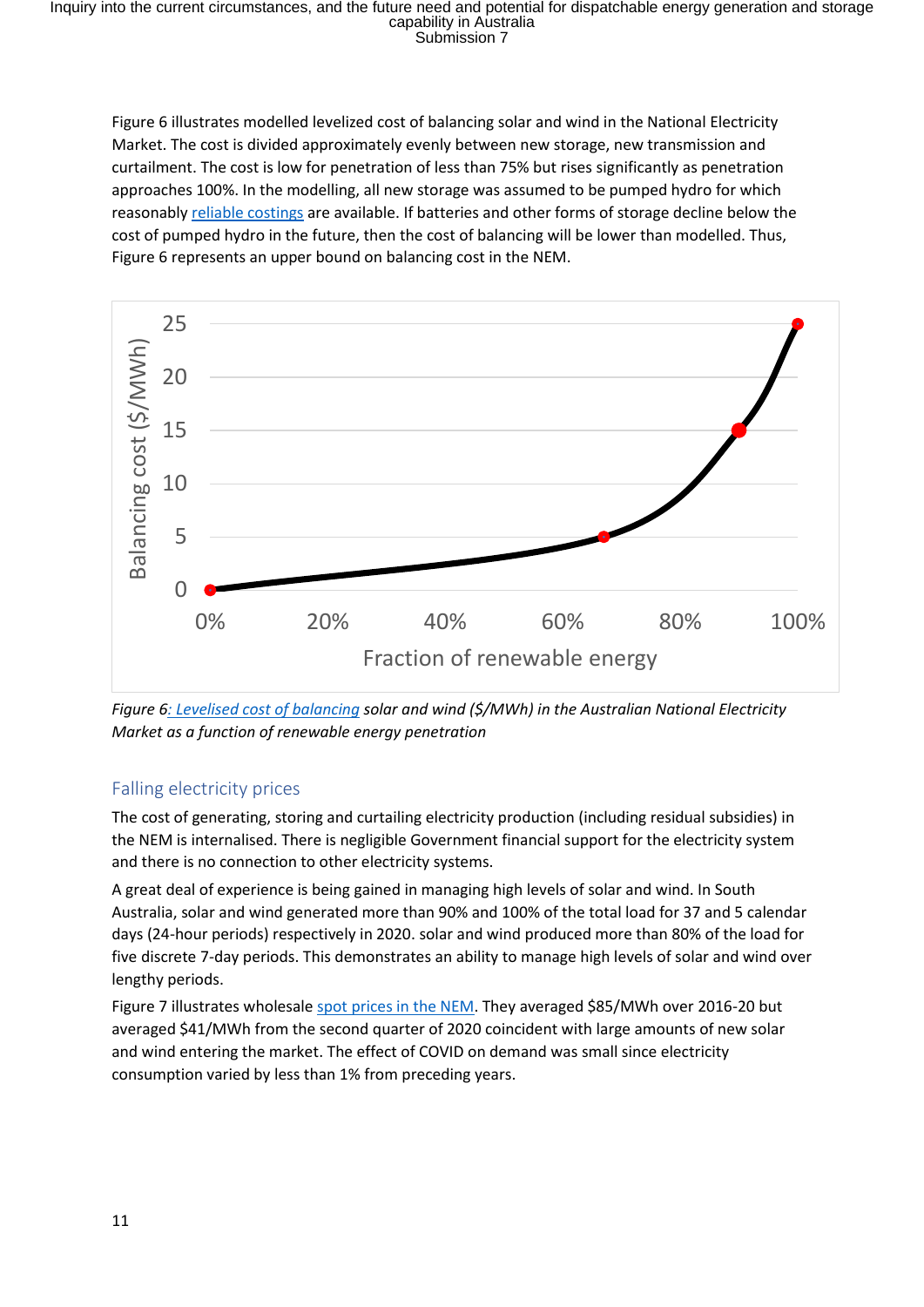Figure 6 illustrates modelled levelized cost of balancing solar and wind in the National Electricity Market. The cost is divided approximately evenly between new storage, new transmission and curtailment. The cost is low for penetration of less than 75% but rises significantly as penetration approaches 100%. In the modelling, all new storage was assumed to be pumped hydro for which reasonably [reliable costings] are available. If batteries and other forms of storage decline below the cost of pumped hydro in the future, then the cost of balancing will be lower than modelled. Thus, Figure 6 represents an upper bound on balancing cost in the NEM.

*Figure 6: Levelised cost of balancing solar and wind ($/MWh) in the Australian National Electricity Market as a function of renewable energy penetration*

## Falling electricity prices

The cost of generating, storing and curtailing electricity production (including residual subsidies) in the NEM is internalised. There is negligible Government financial support for the electricity system and there is no connection to other electricity systems.

A great deal of experience is being gained in managing high levels of solar and wind. In South Australia, solar and wind generated more than 90% and 100% of the total load for 37 and 5 calendar days (24-hour periods) respectively in 2020. solar and wind produced more than 80% of the load for five discrete 7-day periods. This demonstrates an ability to manage high levels of solar and wind over lengthy periods.

Figure 7 illustrates wholesale spot prices in the NEM. They averaged $85/MWh over 2016-20 but averaged $41/MWh from the second quarter of 2020 coincident with large amounts of new solar and wind entering the market. The effect of COVID on demand was small since electricity consumption varied by less than 1% from preceding years.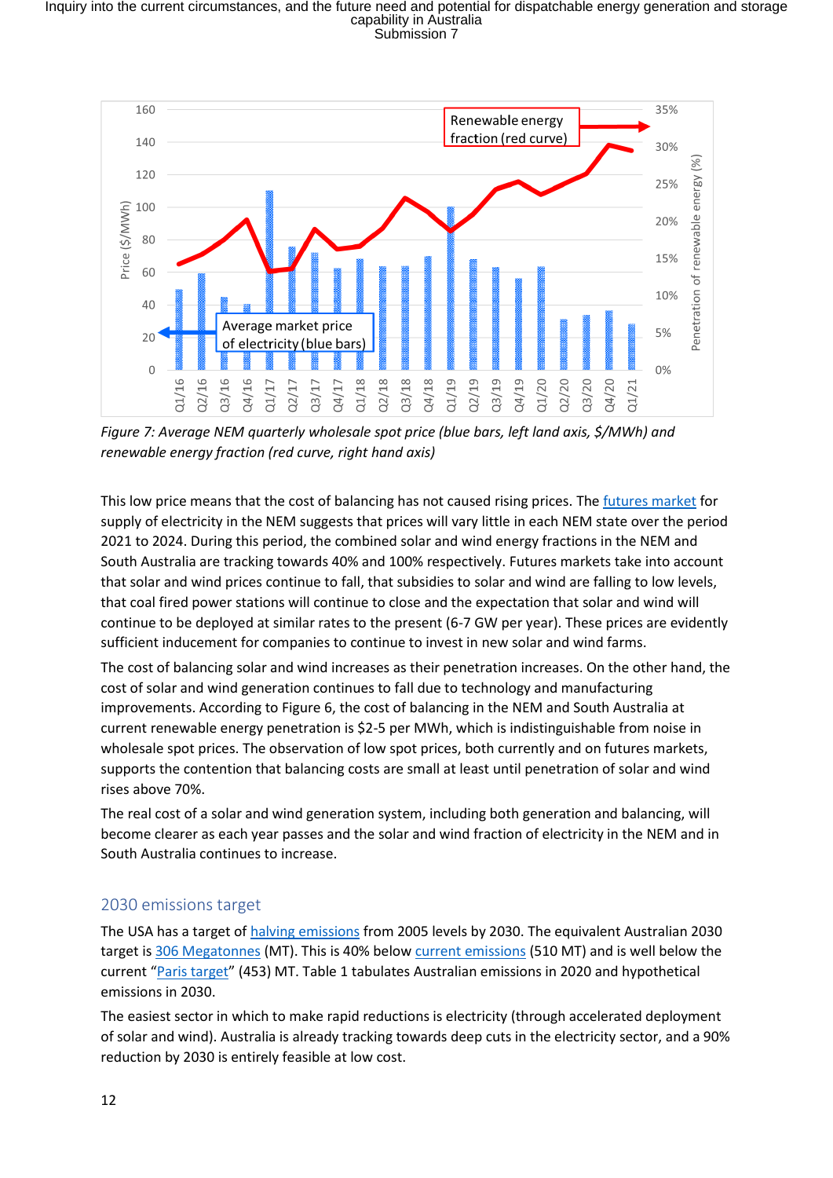Figure 7: Average NEM quarterly wholesale spot price (blue bars, left land axis, $/MWh) and renewable energy fraction (red curve, right hand axis)

This low price means that the cost of balancing has not caused rising prices. The futures market for supply of electricity in the NEM suggests that prices will vary little in each NEM state over the period 2021 to 2024. During this period, the combined solar and wind energy fractions in the NEM and South Australia are tracking towards 40% and 100% respectively. Futures markets take into account that solar and wind prices continue to fall, that subsidies to solar and wind are falling to low levels, that coal fired power stations will continue to close and the expectation that solar and wind will continue to be deployed at similar rates to the present (6-7 GW per year). These prices are evidently sufficient inducement for companies to continue to invest in new solar and wind farms.

The cost of balancing solar and wind increases as their penetration increases. On the other hand, the cost of solar and wind generation continues to fall due to technology and manufacturing improvements. According to Figure 6, the cost of balancing in the NEM and South Australia at current renewable energy penetration is $2-5 per MWh, which is indistinguishable from noise in wholesale spot prices. The observation of low spot prices, both currently and on futures markets, supports the contention that balancing costs are small at least until penetration of solar and wind rises above 70%.

The real cost of a solar and wind generation system, including both generation and balancing, will become clearer as each year passes and the solar and wind fraction of electricity in the NEM and in South Australia continues to increase.

## 2030 emissions target

The USA has a target of halving emissions from 2005 levels by 2030. The equivalent Australian 2030 target is 306 Megatonnes (MT). This is 40% below current emissions (510 MT) and is well below the current "Paris target" (453) MT. Table 1 tabulates Australian emissions in 2020 and hypothetical emissions in 2030.

The easiest sector in which to make rapid reductions is electricity (through accelerated deployment of solar and wind). Australia is already tracking towards deep cuts in the electricity sector, and a 90% reduction by 2030 is entirely feasible at low cost.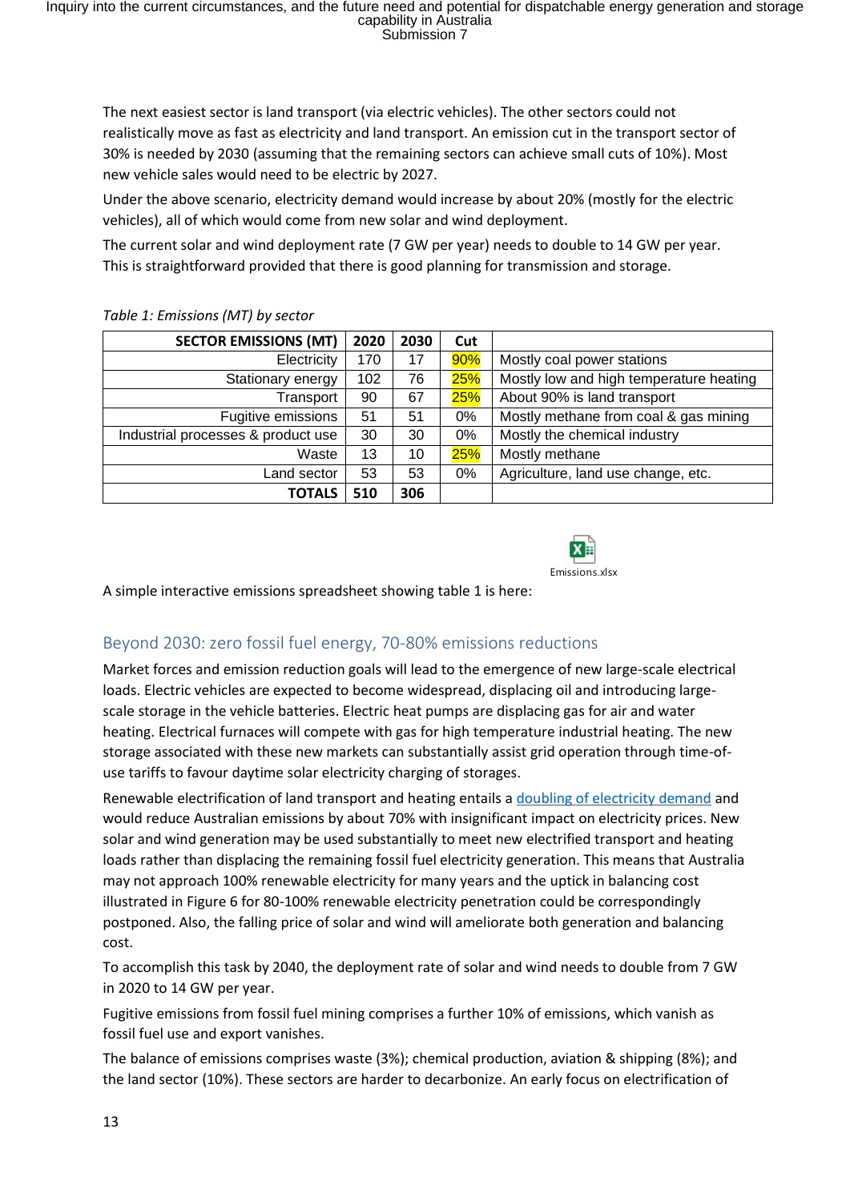The next easiest sector is land transport (via electric vehicles). The other sectors could not realistically move as fast as electricity and land transport. An emission cut in the transport sector of 30% is needed by 2030 (assuming that the remaining sectors can achieve small cuts of 10%). Most new vehicle sales would need to be electric by 2027.

Under the above scenario, electricity demand would increase by about 20% (mostly for the electric vehicles), all of which would come from new solar and wind deployment.

The current solar and wind deployment rate (7 GW per year) needs to double to 14 GW per year. This is straightforward provided that there is good planning for transmission and storage.

*Table 1: Emissions (MT) by sector*

| SECTOR EMISSIONS (MT) | 2020 | 2030 | Cut | |
|---|---|---|---|---|
| Electricity | 170 | 17 | 90% | Mostly coal power stations |
| Stationary energy | 102 | 76 | 25% | Mostly low and high temperature heating |
| Transport | 90 | 67 | 25% | About 90% is land transport |
| Fugitive emissions | 51 | 51 | 0% | Mostly methane from coal & gas mining |
| Industrial processes & product use | 30 | 30 | 0% | Mostly the chemical industry |
| Waste | 13 | 10 | 25% | Mostly methane |
| Land sector | 53 | 53 | 0% | Agriculture, land use change, etc. |
| **TOTALS** | **510** | **306** | | |

A simple interactive emissions spreadsheet showing table 1 is here: Emissions.xlsx

## Beyond 2030: zero fossil fuel energy, 70-80% emissions reductions

Market forces and emission reduction goals will lead to the emergence of new large-scale electrical loads. Electric vehicles are expected to become widespread, displacing oil and introducing large-scale storage in the vehicle batteries. Electric heat pumps are displacing gas for air and water heating. Electrical furnaces will compete with gas for high temperature industrial heating. The new storage associated with these new markets can substantially assist grid operation through time-of-use tariffs to favour daytime solar electricity charging of storages.

Renewable electrification of land transport and heating entails a doubling of electricity demand and would reduce Australian emissions by about 70% with insignificant impact on electricity prices. New solar and wind generation may be used substantially to meet new electrified transport and heating loads rather than displacing the remaining fossil fuel electricity generation. This means that Australia may not approach 100% renewable electricity for many years and the uptick in balancing cost illustrated in Figure 6 for 80-100% renewable electricity penetration could be correspondingly postponed. Also, the falling price of solar and wind will ameliorate both generation and balancing cost.

To accomplish this task by 2040, the deployment rate of solar and wind needs to double from 7 GW in 2020 to 14 GW per year.

Fugitive emissions from fossil fuel mining comprises a further 10% of emissions, which vanish as fossil fuel use and export vanishes.

The balance of emissions comprises waste (3%); chemical production, aviation & shipping (8%); and the land sector (10%). These sectors are harder to decarbonize. An early focus on electrification of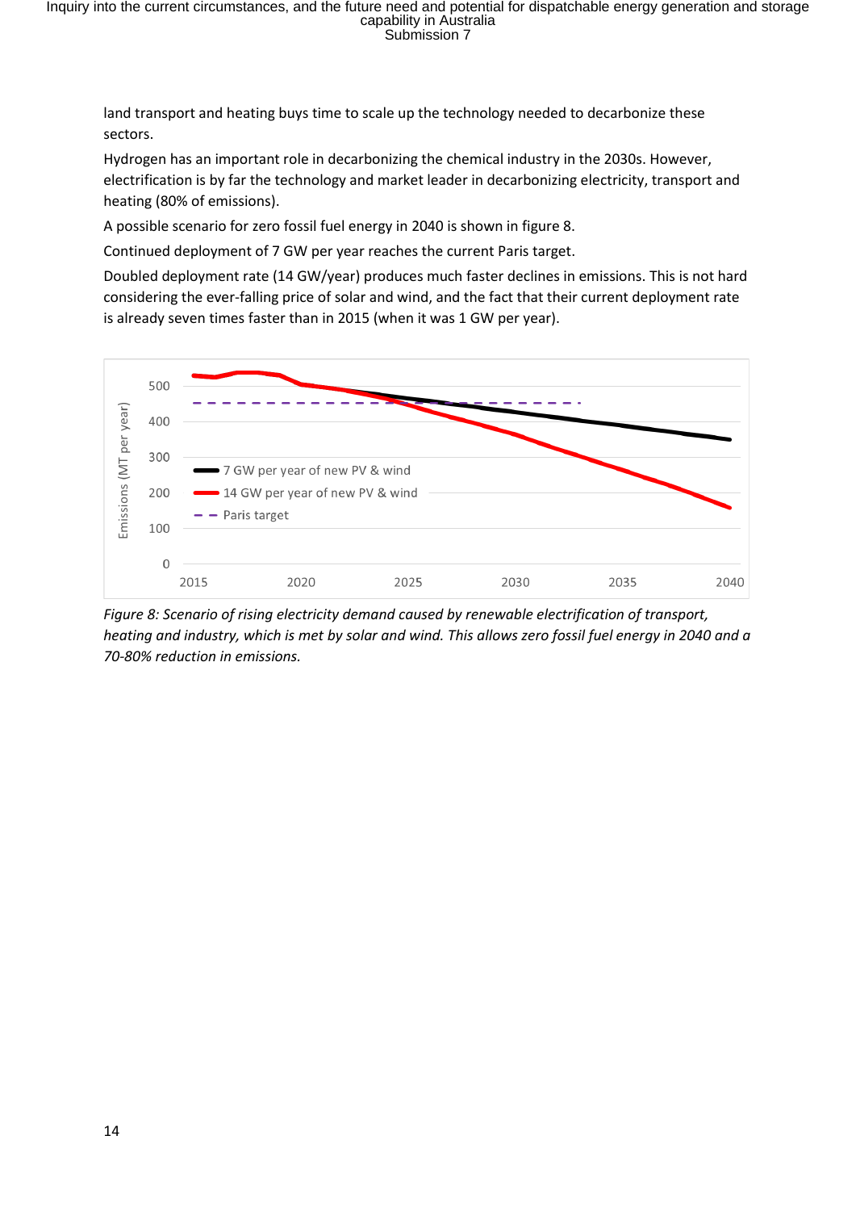land transport and heating buys time to scale up the technology needed to decarbonize these sectors.

Hydrogen has an important role in decarbonizing the chemical industry in the 2030s. However, electrification is by far the technology and market leader in decarbonizing electricity, transport and heating (80% of emissions).

A possible scenario for zero fossil fuel energy in 2040 is shown in figure 8.

Continued deployment of 7 GW per year reaches the current Paris target.

Doubled deployment rate (14 GW/year) produces much faster declines in emissions. This is not hard considering the ever-falling price of solar and wind, and the fact that their current deployment rate is already seven times faster than in 2015 (when it was 1 GW per year).

Emissions (MT per year)
500
400
300
200
100
0
2015
2020
2025
2030
2035
2040
7 GW per year of new PV & wind
14 GW per year of new PV & wind
Paris target

*Figure 8: Scenario of rising electricity demand caused by renewable electrification of transport, heating and industry, which is met by solar and wind. This allows zero fossil fuel energy in 2040 and a 70-80% reduction in emissions.*